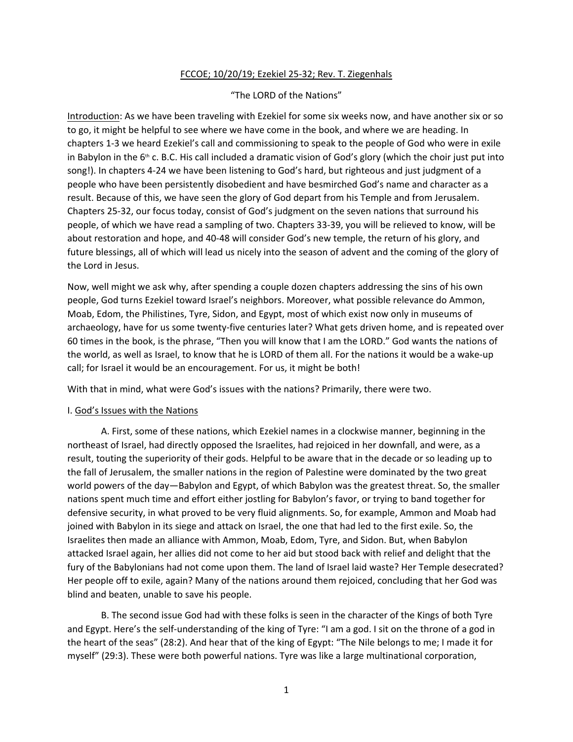<u>FCCOE; 10/20/19; Ezekiel 25-32; Rev. T. Ziegenhals</u>

"The LORD of the Nations"

<u>Introduction</u>: As we have been traveling with Ezekiel for some six weeks now, and have another six or so to go, it might be helpful to see where we have come in the book, and where we are heading. In chapters 1-3 we heard Ezekiel's call and commissioning to speak to the people of God who were in exile in Babylon in the 6th c. B.C. His call included a dramatic vision of God's glory (which the choir just put into song!). In chapters 4-24 we have been listening to God's hard, but righteous and just judgment of a people who have been persistently disobedient and have besmirched God's name and character as a result. Because of this, we have seen the glory of God depart from his Temple and from Jerusalem. Chapters 25-32, our focus today, consist of God's judgment on the seven nations that surround his people, of which we have read a sampling of two. Chapters 33-39, you will be relieved to know, will be about restoration and hope, and 40-48 will consider God's new temple, the return of his glory, and future blessings, all of which will lead us nicely into the season of advent and the coming of the glory of the Lord in Jesus.

Now, well might we ask why, after spending a couple dozen chapters addressing the sins of his own people, God turns Ezekiel toward Israel's neighbors. Moreover, what possible relevance do Ammon, Moab, Edom, the Philistines, Tyre, Sidon, and Egypt, most of which exist now only in museums of archaeology, have for us some twenty-five centuries later? What gets driven home, and is repeated over 60 times in the book, is the phrase, "Then you will know that I am the LORD." God wants the nations of the world, as well as Israel, to know that he is LORD of them all. For the nations it would be a wake-up call; for Israel it would be an encouragement. For us, it might be both!

With that in mind, what were God's issues with the nations? Primarily, there were two.

I. <u>God's Issues with the Nations</u>

A. First, some of these nations, which Ezekiel names in a clockwise manner, beginning in the northeast of Israel, had directly opposed the Israelites, had rejoiced in her downfall, and were, as a result, touting the superiority of their gods. Helpful to be aware that in the decade or so leading up to the fall of Jerusalem, the smaller nations in the region of Palestine were dominated by the two great world powers of the day—Babylon and Egypt, of which Babylon was the greatest threat. So, the smaller nations spent much time and effort either jostling for Babylon's favor, or trying to band together for defensive security, in what proved to be very fluid alignments. So, for example, Ammon and Moab had joined with Babylon in its siege and attack on Israel, the one that had led to the first exile. So, the Israelites then made an alliance with Ammon, Moab, Edom, Tyre, and Sidon. But, when Babylon attacked Israel again, her allies did not come to her aid but stood back with relief and delight that the fury of the Babylonians had not come upon them. The land of Israel laid waste? Her Temple desecrated? Her people off to exile, again? Many of the nations around them rejoiced, concluding that her God was blind and beaten, unable to save his people.

B. The second issue God had with these folks is seen in the character of the Kings of both Tyre and Egypt. Here's the self-understanding of the king of Tyre: "I am a god. I sit on the throne of a god in the heart of the seas" (28:2). And hear that of the king of Egypt: "The Nile belongs to me; I made it for myself" (29:3). These were both powerful nations. Tyre was like a large multinational corporation,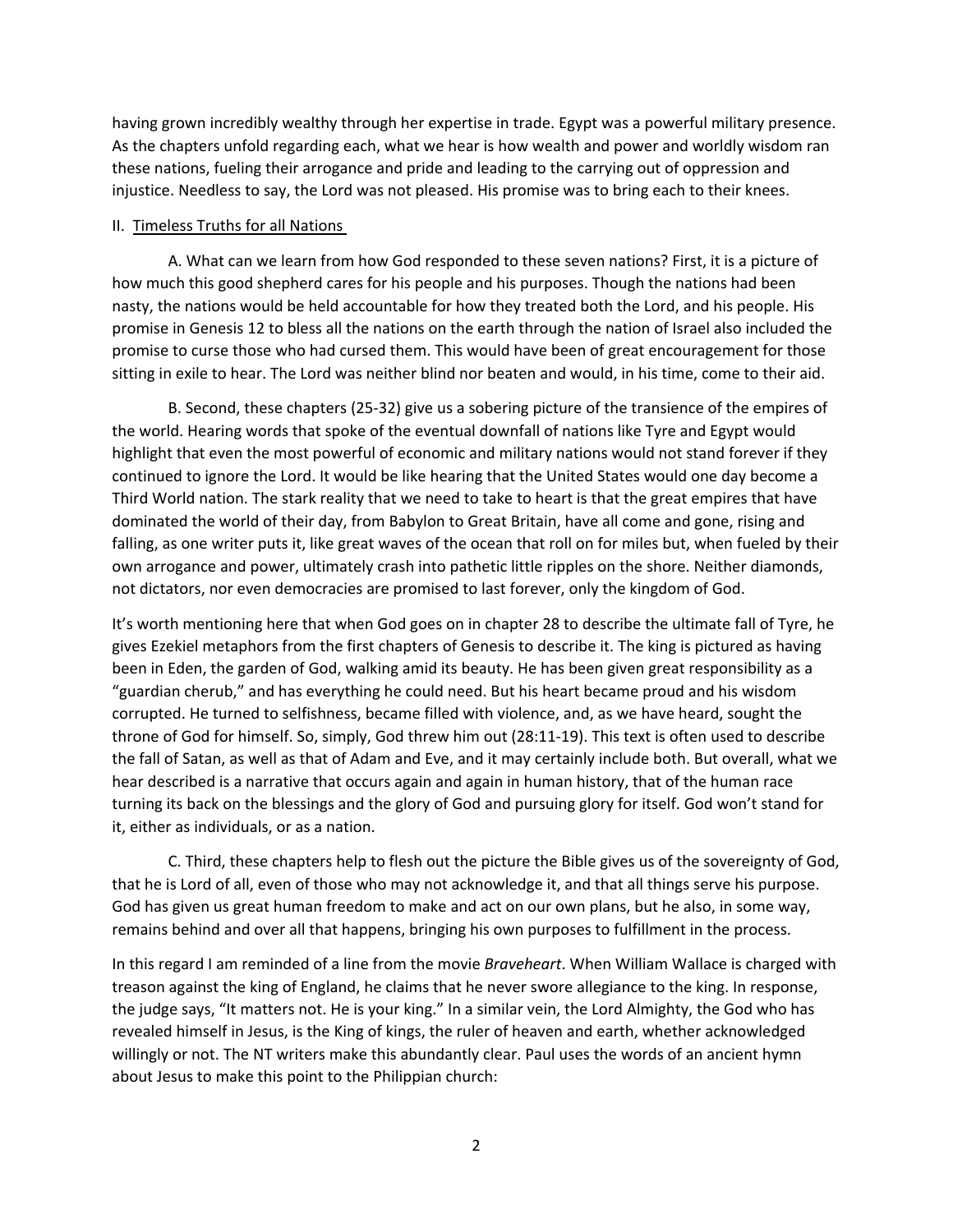having grown incredibly wealthy through her expertise in trade. Egypt was a powerful military presence. As the chapters unfold regarding each, what we hear is how wealth and power and worldly wisdom ran these nations, fueling their arrogance and pride and leading to the carrying out of oppression and injustice. Needless to say, the Lord was not pleased. His promise was to bring each to their knees.

II. Timeless Truths for all Nations

A. What can we learn from how God responded to these seven nations? First, it is a picture of how much this good shepherd cares for his people and his purposes. Though the nations had been nasty, the nations would be held accountable for how they treated both the Lord, and his people. His promise in Genesis 12 to bless all the nations on the earth through the nation of Israel also included the promise to curse those who had cursed them. This would have been of great encouragement for those sitting in exile to hear. The Lord was neither blind nor beaten and would, in his time, come to their aid.

B. Second, these chapters (25-32) give us a sobering picture of the transience of the empires of the world. Hearing words that spoke of the eventual downfall of nations like Tyre and Egypt would highlight that even the most powerful of economic and military nations would not stand forever if they continued to ignore the Lord. It would be like hearing that the United States would one day become a Third World nation. The stark reality that we need to take to heart is that the great empires that have dominated the world of their day, from Babylon to Great Britain, have all come and gone, rising and falling, as one writer puts it, like great waves of the ocean that roll on for miles but, when fueled by their own arrogance and power, ultimately crash into pathetic little ripples on the shore. Neither diamonds, not dictators, nor even democracies are promised to last forever, only the kingdom of God.

It's worth mentioning here that when God goes on in chapter 28 to describe the ultimate fall of Tyre, he gives Ezekiel metaphors from the first chapters of Genesis to describe it. The king is pictured as having been in Eden, the garden of God, walking amid its beauty. He has been given great responsibility as a "guardian cherub," and has everything he could need. But his heart became proud and his wisdom corrupted. He turned to selfishness, became filled with violence, and, as we have heard, sought the throne of God for himself. So, simply, God threw him out (28:11-19). This text is often used to describe the fall of Satan, as well as that of Adam and Eve, and it may certainly include both. But overall, what we hear described is a narrative that occurs again and again in human history, that of the human race turning its back on the blessings and the glory of God and pursuing glory for itself. God won't stand for it, either as individuals, or as a nation.

C. Third, these chapters help to flesh out the picture the Bible gives us of the sovereignty of God, that he is Lord of all, even of those who may not acknowledge it, and that all things serve his purpose. God has given us great human freedom to make and act on our own plans, but he also, in some way, remains behind and over all that happens, bringing his own purposes to fulfillment in the process.

In this regard I am reminded of a line from the movie *Braveheart*. When William Wallace is charged with treason against the king of England, he claims that he never swore allegiance to the king. In response, the judge says, "It matters not. He is your king." In a similar vein, the Lord Almighty, the God who has revealed himself in Jesus, is the King of kings, the ruler of heaven and earth, whether acknowledged willingly or not. The NT writers make this abundantly clear. Paul uses the words of an ancient hymn about Jesus to make this point to the Philippian church: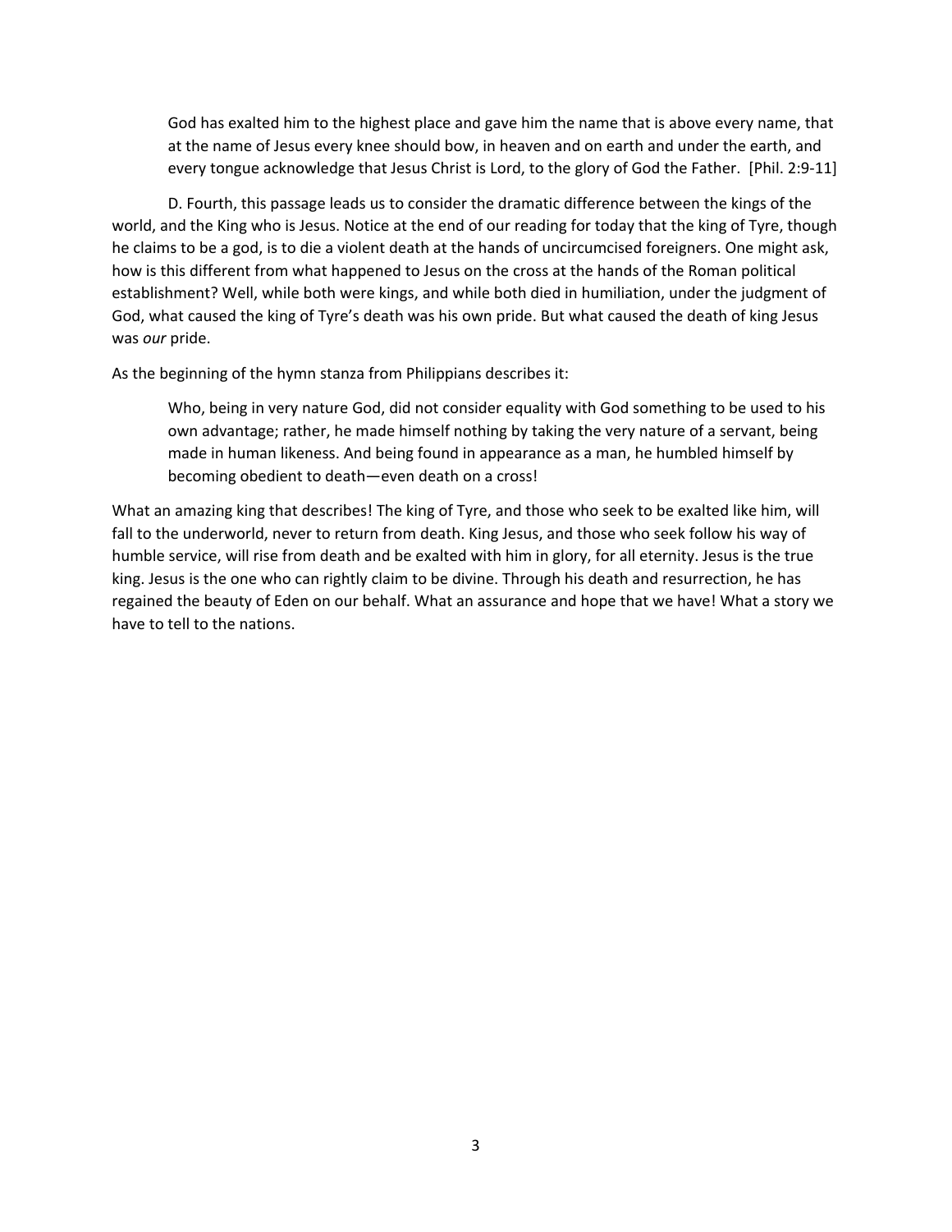> God has exalted him to the highest place and gave him the name that is above every name, that at the name of Jesus every knee should bow, in heaven and on earth and under the earth, and every tongue acknowledge that Jesus Christ is Lord, to the glory of God the Father. [Phil. 2:9-11]

D. Fourth, this passage leads us to consider the dramatic difference between the kings of the world, and the King who is Jesus. Notice at the end of our reading for today that the king of Tyre, though he claims to be a god, is to die a violent death at the hands of uncircumcised foreigners. One might ask, how is this different from what happened to Jesus on the cross at the hands of the Roman political establishment? Well, while both were kings, and while both died in humiliation, under the judgment of God, what caused the king of Tyre's death was his own pride. But what caused the death of king Jesus was *our* pride.

As the beginning of the hymn stanza from Philippians describes it:

> Who, being in very nature God, did not consider equality with God something to be used to his own advantage; rather, he made himself nothing by taking the very nature of a servant, being made in human likeness. And being found in appearance as a man, he humbled himself by becoming obedient to death—even death on a cross!

What an amazing king that describes! The king of Tyre, and those who seek to be exalted like him, will fall to the underworld, never to return from death. King Jesus, and those who seek follow his way of humble service, will rise from death and be exalted with him in glory, for all eternity. Jesus is the true king. Jesus is the one who can rightly claim to be divine. Through his death and resurrection, he has regained the beauty of Eden on our behalf. What an assurance and hope that we have! What a story we have to tell to the nations.